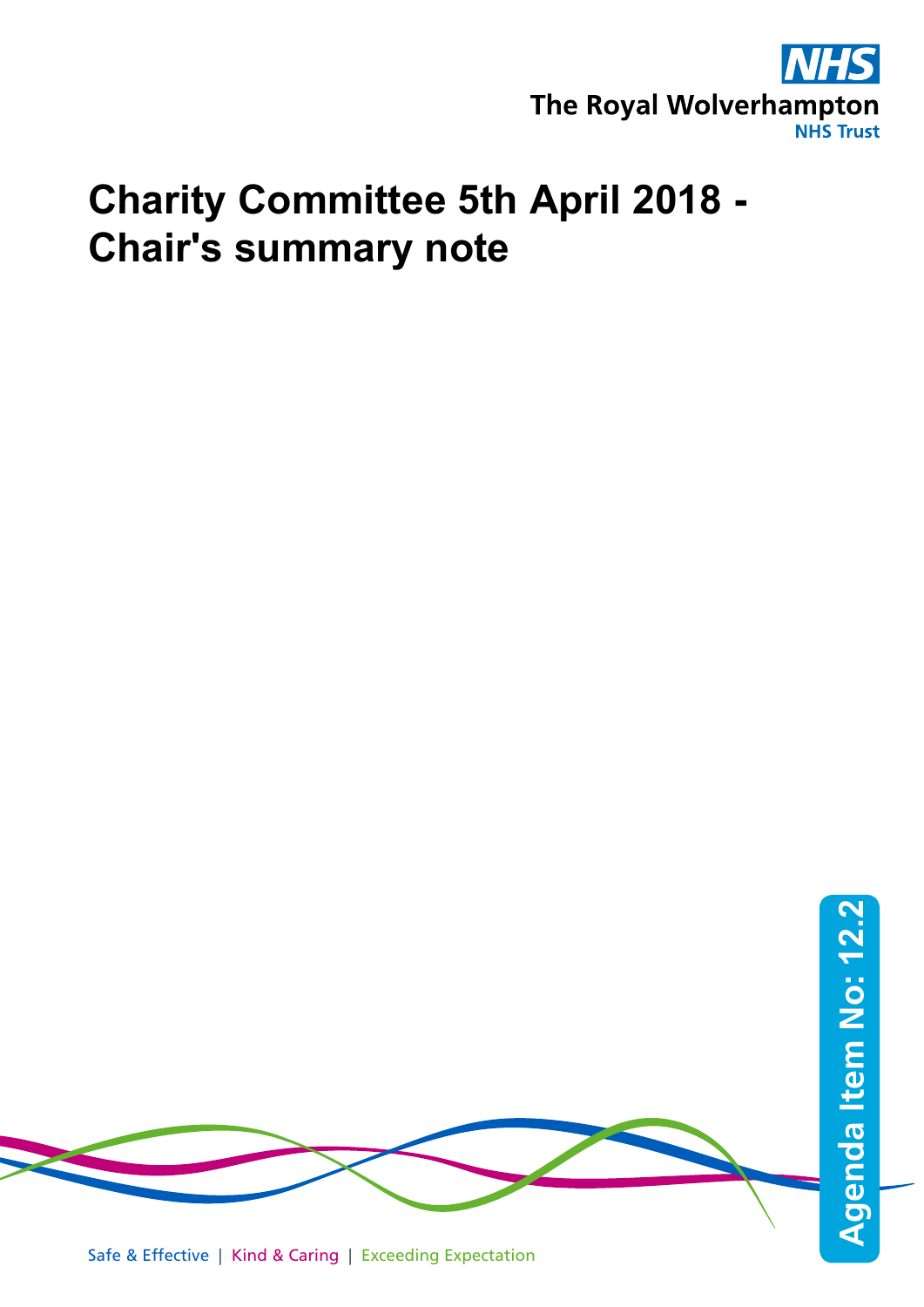The Royal Wolverhampton NHS Trust

# Charity Committee 5th April 2018 - Chair's summary note

Agenda Item No: 12.2

Safe & Effective | Kind & Caring | Exceeding Expectation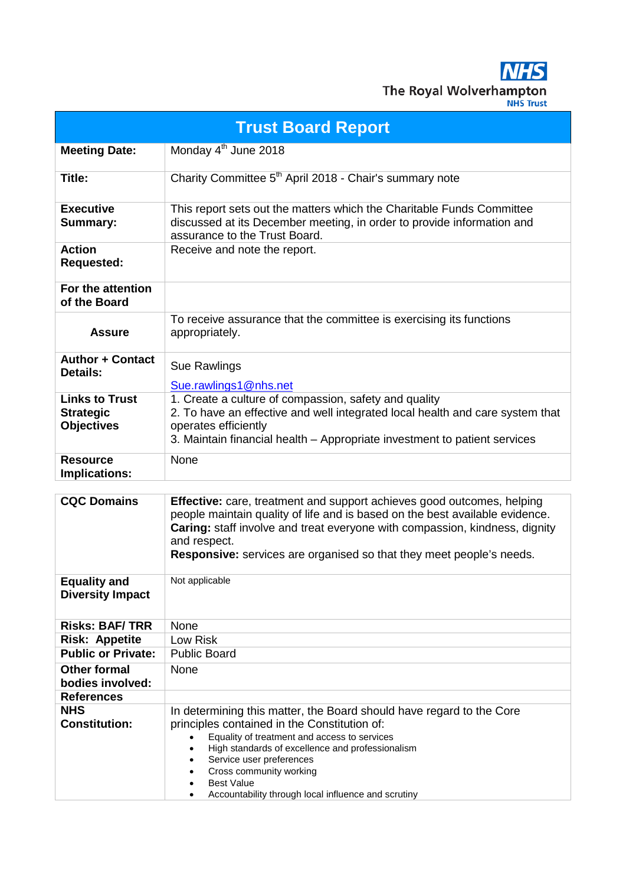The Royal Wolverhampton
NHS Trust

| Trust Board Report | |
|---|---|
| **Meeting Date:** | Monday 4th June 2018 |
| **Title:** | Charity Committee 5th April 2018 - Chair's summary note |
| **Executive Summary:** | This report sets out the matters which the Charitable Funds Committee discussed at its December meeting, in order to provide information and assurance to the Trust Board. |
| **Action Requested:** | Receive and note the report. |
| **For the attention of the Board** | |
| **Assure** | To receive assurance that the committee is exercising its functions appropriately. |
| **Author + Contact Details:** | Sue Rawlings<br>Sue.rawlings1@nhs.net |
| **Links to Trust Strategic Objectives** | 1. Create a culture of compassion, safety and quality<br>2. To have an effective and well integrated local health and care system that operates efficiently<br>3. Maintain financial health – Appropriate investment to patient services |
| **Resource Implications:** | None |

| | |
|---|---|
| **CQC Domains** | **Effective:** care, treatment and support achieves good outcomes, helping people maintain quality of life and is based on the best available evidence.<br>**Caring:** staff involve and treat everyone with compassion, kindness, dignity and respect.<br>**Responsive:** services are organised so that they meet people's needs. |
| **Equality and Diversity Impact** | Not applicable |
| **Risks: BAF/ TRR** | None |
| **Risk: Appetite** | Low Risk |
| **Public or Private:** | Public Board |
| **Other formal bodies involved:** | None |
| **References** | |
| **NHS Constitution:** | In determining this matter, the Board should have regard to the Core principles contained in the Constitution of:<br>• Equality of treatment and access to services<br>• High standards of excellence and professionalism<br>• Service user preferences<br>• Cross community working<br>• Best Value<br>• Accountability through local influence and scrutiny |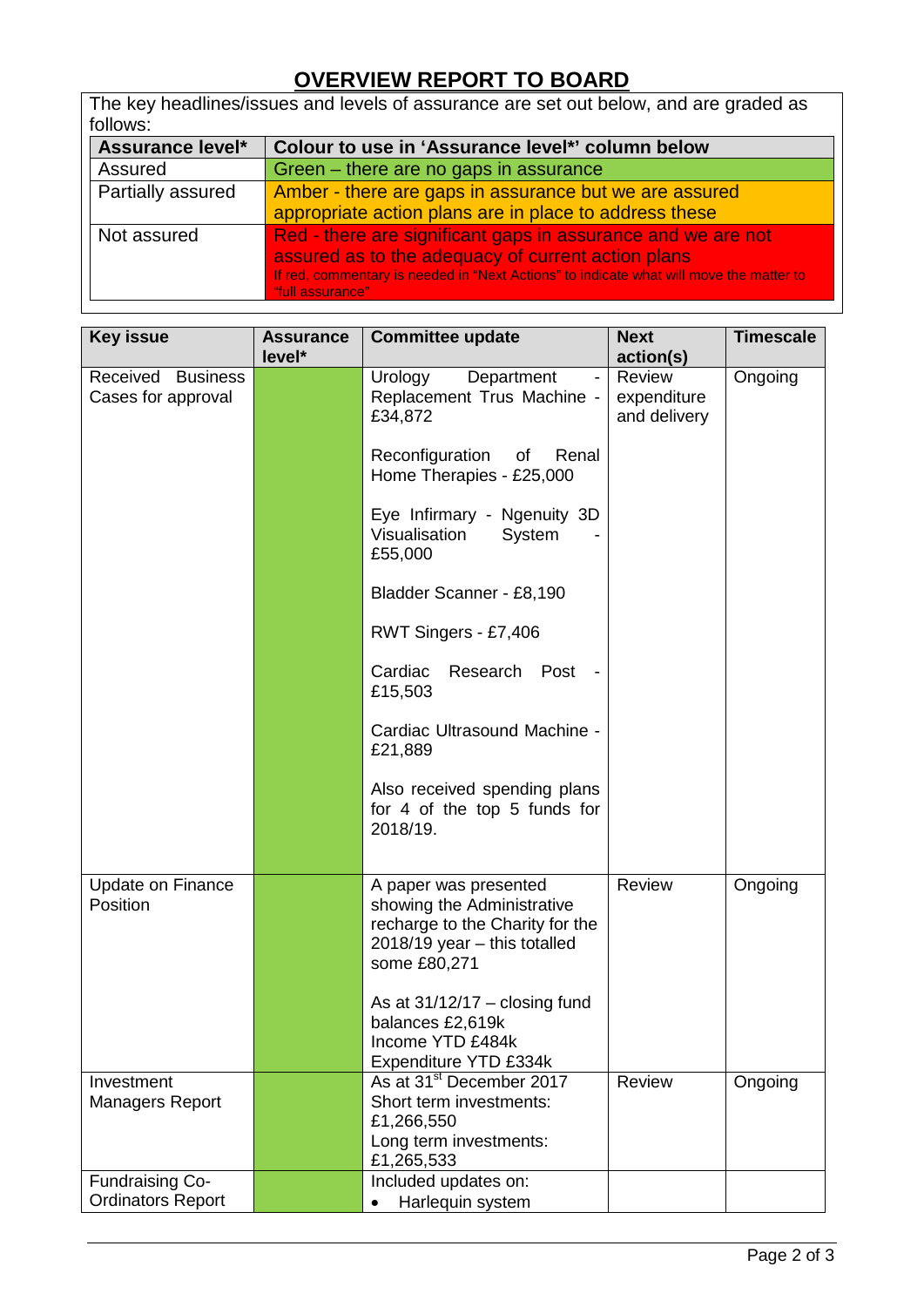# OVERVIEW REPORT TO BOARD

The key headlines/issues and levels of assurance are set out below, and are graded as follows:

| Assurance level* | Colour to use in 'Assurance level*' column below |
|---|---|
| Assured | Green – there are no gaps in assurance |
| Partially assured | Amber - there are gaps in assurance but we are assured appropriate action plans are in place to address these |
| Not assured | Red - there are significant gaps in assurance and we are not assured as to the adequacy of current action plans<br>If red, commentary is needed in "Next Actions" to indicate what will move the matter to "full assurance" |

| Key issue | Assurance level* | Committee update | Next action(s) | Timescale |
|---|---|---|---|---|
| Received Business Cases for approval | | Urology Department - Replacement Trus Machine - £34,872<br><br>Reconfiguration of Renal Home Therapies - £25,000<br><br>Eye Infirmary - Ngenuity 3D Visualisation System - £55,000<br><br>Bladder Scanner - £8,190<br><br>RWT Singers - £7,406<br><br>Cardiac Research Post - £15,503<br><br>Cardiac Ultrasound Machine - £21,889<br><br>Also received spending plans for 4 of the top 5 funds for 2018/19. | Review expenditure and delivery | Ongoing |
| Update on Finance Position | | A paper was presented showing the Administrative recharge to the Charity for the 2018/19 year – this totalled some £80,271<br><br>As at 31/12/17 – closing fund balances £2,619k<br>Income YTD £484k<br>Expenditure YTD £334k | Review | Ongoing |
| Investment Managers Report | | As at 31st December 2017<br>Short term investments: £1,266,550<br>Long term investments: £1,265,533 | Review | Ongoing |
| Fundraising Co-Ordinators Report | | Included updates on:<br>• Harlequin system | | |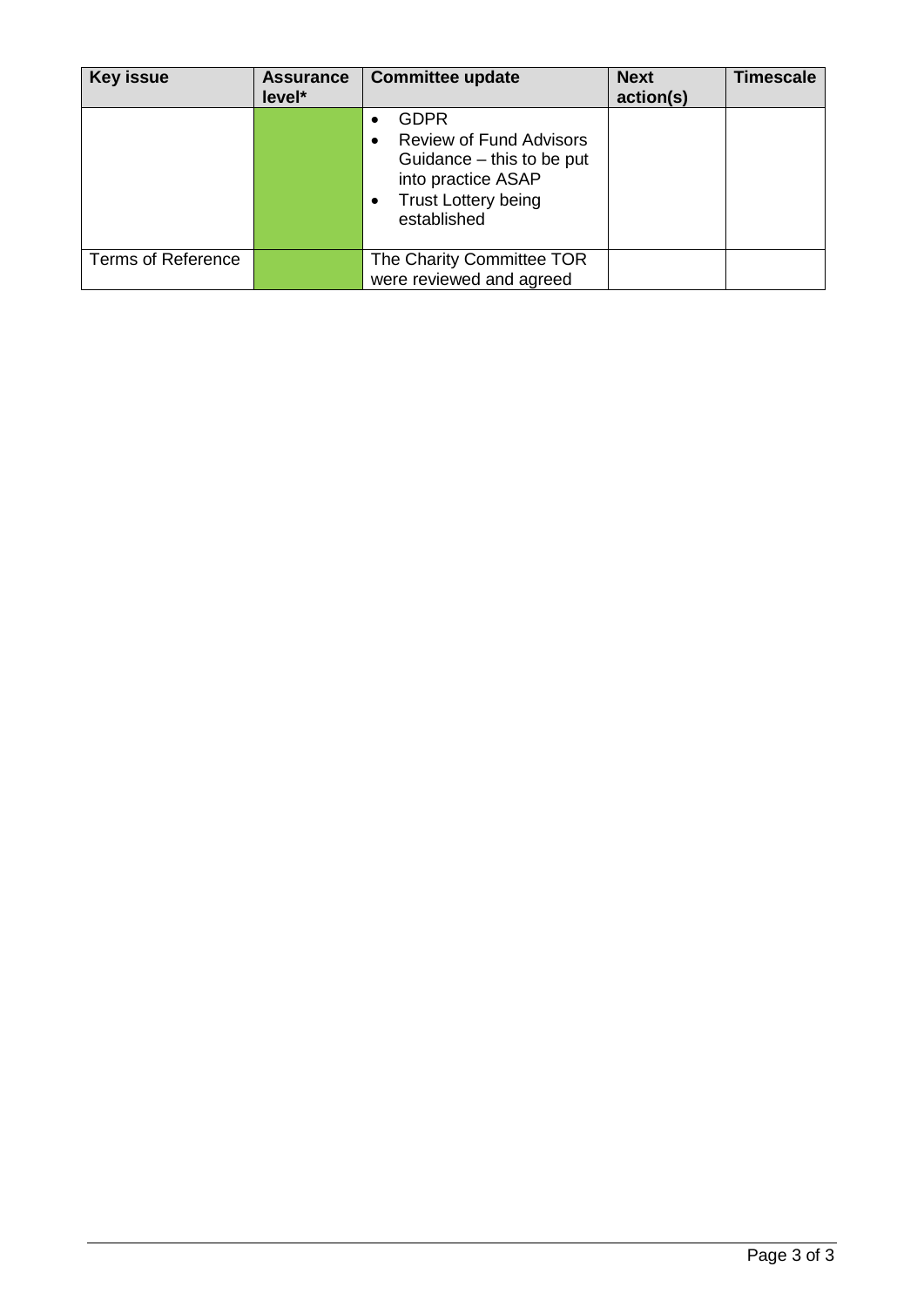| Key issue | Assurance level* | Committee update | Next action(s) | Timescale |
|---|---|---|---|---|
| | | • GDPR<br>• Review of Fund Advisors Guidance – this to be put into practice ASAP<br>• Trust Lottery being established | | |
| Terms of Reference | | The Charity Committee TOR were reviewed and agreed | | |